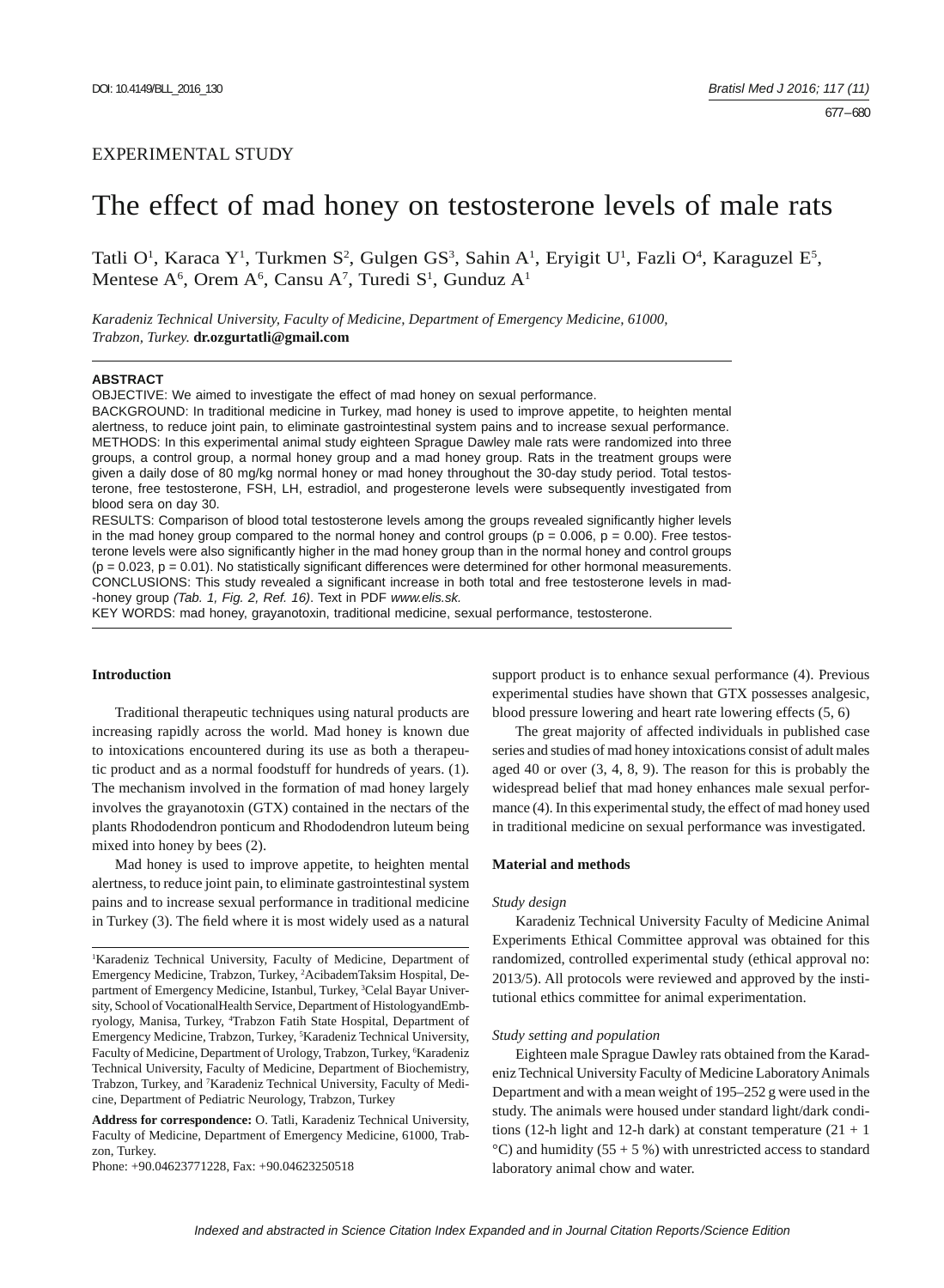EXPERIMENTAL STUDY

# The effect of mad honey on testosterone levels of male rats

Tatli O[1], Karaca Y[1], Turkmen S[2], Gulgen GS[3], Sahin A[1], Eryigit U[1], Fazli O[4], Karaguzel E[5], Mentese A[6], Orem A[6], Cansu A[7], Turedi S[1], Gunduz A[1]

*Karadeniz Technical University, Faculty of Medicine, Department of Emergency Medicine, 61000, Trabzon, Turkey.* **dr.ozgurtatli@gmail.com**

**ABSTRACT**

OBJECTIVE: We aimed to investigate the effect of mad honey on sexual performance.

BACKGROUND: In traditional medicine in Turkey, mad honey is used to improve appetite, to heighten mental alertness, to reduce joint pain, to eliminate gastrointestinal system pains and to increase sexual performance.

METHODS: In this experimental animal study eighteen Sprague Dawley male rats were randomized into three groups, a control group, a normal honey group and a mad honey group. Rats in the treatment groups were given a daily dose of 80 mg/kg normal honey or mad honey throughout the 30-day study period. Total testosterone, free testosterone, FSH, LH, estradiol, and progesterone levels were subsequently investigated from blood sera on day 30.

RESULTS: Comparison of blood total testosterone levels among the groups revealed significantly higher levels in the mad honey group compared to the normal honey and control groups ($p = 0.006$, $p = 0.00$). Free testosterone levels were also significantly higher in the mad honey group than in the normal honey and control groups ($p = 0.023$, $p = 0.01$). No statistically significant differences were determined for other hormonal measurements.

CONCLUSIONS: This study revealed a significant increase in both total and free testosterone levels in mad-honey group *(Tab. 1, Fig. 2, Ref. 16)*. Text in PDF *www.elis.sk.*

KEY WORDS: mad honey, grayanotoxin, traditional medicine, sexual performance, testosterone.

## Introduction

Traditional therapeutic techniques using natural products are increasing rapidly across the world. Mad honey is known due to intoxications encountered during its use as both a therapeutic product and as a normal foodstuff for hundreds of years. (1). The mechanism involved in the formation of mad honey largely involves the grayanotoxin (GTX) contained in the nectars of the plants Rhododendron ponticum and Rhododendron luteum being mixed into honey by bees (2).

Mad honey is used to improve appetite, to heighten mental alertness, to reduce joint pain, to eliminate gastrointestinal system pains and to increase sexual performance in traditional medicine in Turkey (3). The field where it is most widely used as a natural support product is to enhance sexual performance (4). Previous experimental studies have shown that GTX possesses analgesic, blood pressure lowering and heart rate lowering effects (5, 6)

The great majority of affected individuals in published case series and studies of mad honey intoxications consist of adult males aged 40 or over (3, 4, 8, 9). The reason for this is probably the widespread belief that mad honey enhances male sexual performance (4). In this experimental study, the effect of mad honey used in traditional medicine on sexual performance was investigated.

## Material and methods

### Study design

Karadeniz Technical University Faculty of Medicine Animal Experiments Ethical Committee approval was obtained for this randomized, controlled experimental study (ethical approval no: 2013/5). All protocols were reviewed and approved by the institutional ethics committee for animal experimentation.

### Study setting and population

Eighteen male Sprague Dawley rats obtained from the Karadeniz Technical University Faculty of Medicine Laboratory Animals Department and with a mean weight of 195–252 g were used in the study. The animals were housed under standard light/dark conditions (12-h light and 12-h dark) at constant temperature (21 + 1 °C) and humidity (55 + 5 %) with unrestricted access to standard laboratory animal chow and water.

---

[1]Karadeniz Technical University, Faculty of Medicine, Department of Emergency Medicine, Trabzon, Turkey, [2]AcibademTaksim Hospital, Department of Emergency Medicine, Istanbul, Turkey, [3]Celal Bayar University, School of VocationalHealth Service, Department of HistologyandEmbryology, Manisa, Turkey, [4]Trabzon Fatih State Hospital, Department of Emergency Medicine, Trabzon, Turkey, [5]Karadeniz Technical University, Faculty of Medicine, Department of Urology, Trabzon, Turkey, [6]Karadeniz Technical University, Faculty of Medicine, Department of Biochemistry, Trabzon, Turkey, and [7]Karadeniz Technical University, Faculty of Medicine, Department of Pediatric Neurology, Trabzon, Turkey

**Address for correspondence:** O. Tatli, Karadeniz Technical University, Faculty of Medicine, Department of Emergency Medicine, 61000, Trabzon, Turkey.

Phone: +90.04623771228, Fax: +90.04623250518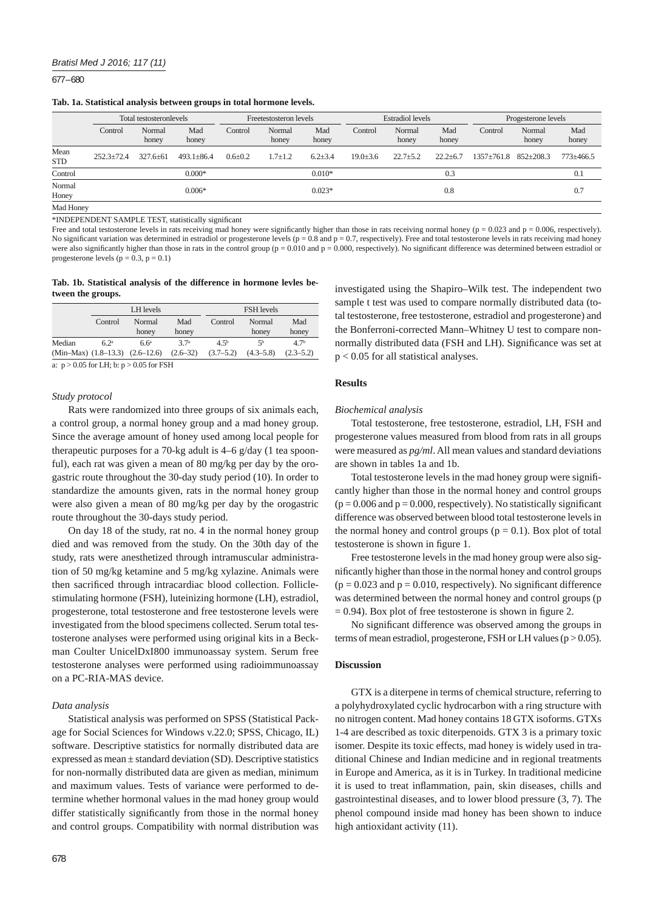**Tab. 1a. Statistical analysis between groups in total hormone levels.**

| | Total testosteronlevels | | | Freetestosteron levels | | | Estradiol levels | | | Progesterone levels | | |
|---|---|---|---|---|---|---|---|---|---|---|---|---|
| | Control | Normal honey | Mad honey | Control | Normal honey | Mad honey | Control | Normal honey | Mad honey | Control | Normal honey | Mad honey |
| Mean STD | 252.3±72.4 | 327.6±61 | 493.1±86.4 | 0.6±0.2 | 1.7±1.2 | 6.2±3.4 | 19.0±3.6 | 22.7±5.2 | 22.2±6.7 | 1357±761.8 | 852±208.3 | 773±466.5 |
| Control | | | 0.000* | | | 0.010* | | | 0.3 | | | 0.1 |
| Normal Honey | | | 0.006* | | | 0.023* | | | 0.8 | | | 0.7 |
| Mad Honey | | | | | | | | | | | | |

*INDEPENDENT SAMPLE TEST, statistically significant

Free and total testosterone levels in rats receiving mad honey were significantly higher than those in rats receiving normal honey ($p = 0.023$ and $p = 0.006$, respectively). No significant variation was determined in estradiol or progesterone levels ($p = 0.8$ and $p = 0.7$, respectively). Free and total testosterone levels in rats receiving mad honey were also significantly higher than those in rats in the control group ($p = 0.010$ and $p = 0.000$, respectively). No significant difference was determined between estradiol or progesterone levels ($p = 0.3$, $p = 0.1$)

**Tab. 1b. Statistical analysis of the difference in hormone levles between the groups.**

| | LH levels | | | FSH levels | | |
|---|---|---|---|---|---|---|
| | Control | Normal honey | Mad honey | Control | Normal honey | Mad honey |
| Median | 6.2[a] | 6.6[a] | 3.7[a] | 4.5[b] | 5[b] | 4.7[b] |
| (Min–Max) | (1.8–13.3) | (2.6–12.6) | (2.6–32) | (3.7–5.2) | (4.3–5.8) | (2.3–5.2) |

a: $p > 0.05$ for LH; b: $p > 0.05$ for FSH

### *Study protocol*

Rats were randomized into three groups of six animals each, a control group, a normal honey group and a mad honey group. Since the average amount of honey used among local people for therapeutic purposes for a 70-kg adult is 4–6 g/day (1 tea spoonful), each rat was given a mean of 80 mg/kg per day by the orogastric route throughout the 30-day study period (10). In order to standardize the amounts given, rats in the normal honey group were also given a mean of 80 mg/kg per day by the orogastric route throughout the 30-days study period.

On day 18 of the study, rat no. 4 in the normal honey group died and was removed from the study. On the 30th day of the study, rats were anesthetized through intramuscular administration of 50 mg/kg ketamine and 5 mg/kg xylazine. Animals were then sacrificed through intracardiac blood collection. Follicle-stimulating hormone (FSH), luteinizing hormone (LH), estradiol, progesterone, total testosterone and free testosterone levels were investigated from the blood specimens collected. Serum total testosterone analyses were performed using original kits in a Beckman Coulter UnicelDxI800 immunoassay system. Serum free testosterone analyses were performed using radioimmunoassay on a PC-RIA-MAS device.

### *Data analysis*

Statistical analysis was performed on SPSS (Statistical Package for Social Sciences for Windows v.22.0; SPSS, Chicago, IL) software. Descriptive statistics for normally distributed data are expressed as mean ± standard deviation (SD). Descriptive statistics for non-normally distributed data are given as median, minimum and maximum values. Tests of variance were performed to determine whether hormonal values in the mad honey group would differ statistically significantly from those in the normal honey and control groups. Compatibility with normal distribution was investigated using the Shapiro–Wilk test. The independent two sample t test was used to compare normally distributed data (total testosterone, free testosterone, estradiol and progesterone) and the Bonferroni-corrected Mann–Whitney U test to compare non-normally distributed data (FSH and LH). Significance was set at $p < 0.05$ for all statistical analyses.

## Results

### *Biochemical analysis*

Total testosterone, free testosterone, estradiol, LH, FSH and progesterone values measured from blood from rats in all groups were measured as *pg/ml*. All mean values and standard deviations are shown in tables 1a and 1b.

Total testosterone levels in the mad honey group were significantly higher than those in the normal honey and control groups ($p = 0.006$ and $p = 0.000$, respectively). No statistically significant difference was observed between blood total testosterone levels in the normal honey and control groups ($p = 0.1$). Box plot of total testosterone is shown in figure 1.

Free testosterone levels in the mad honey group were also significantly higher than those in the normal honey and control groups ($p = 0.023$ and $p = 0.010$, respectively). No significant difference was determined between the normal honey and control groups ($p = 0.94$). Box plot of free testosterone is shown in figure 2.

No significant difference was observed among the groups in terms of mean estradiol, progesterone, FSH or LH values ($p > 0.05$).

## Discussion

GTX is a diterpene in terms of chemical structure, referring to a polyhydroxylated cyclic hydrocarbon with a ring structure with no nitrogen content. Mad honey contains 18 GTX isoforms. GTXs 1-4 are described as toxic diterpenoids. GTX 3 is a primary toxic isomer. Despite its toxic effects, mad honey is widely used in traditional Chinese and Indian medicine and in regional treatments in Europe and America, as it is in Turkey. In traditional medicine it is used to treat inflammation, pain, skin diseases, chills and gastrointestinal diseases, and to lower blood pressure (3, 7). The phenol compound inside mad honey has been shown to induce high antioxidant activity (11).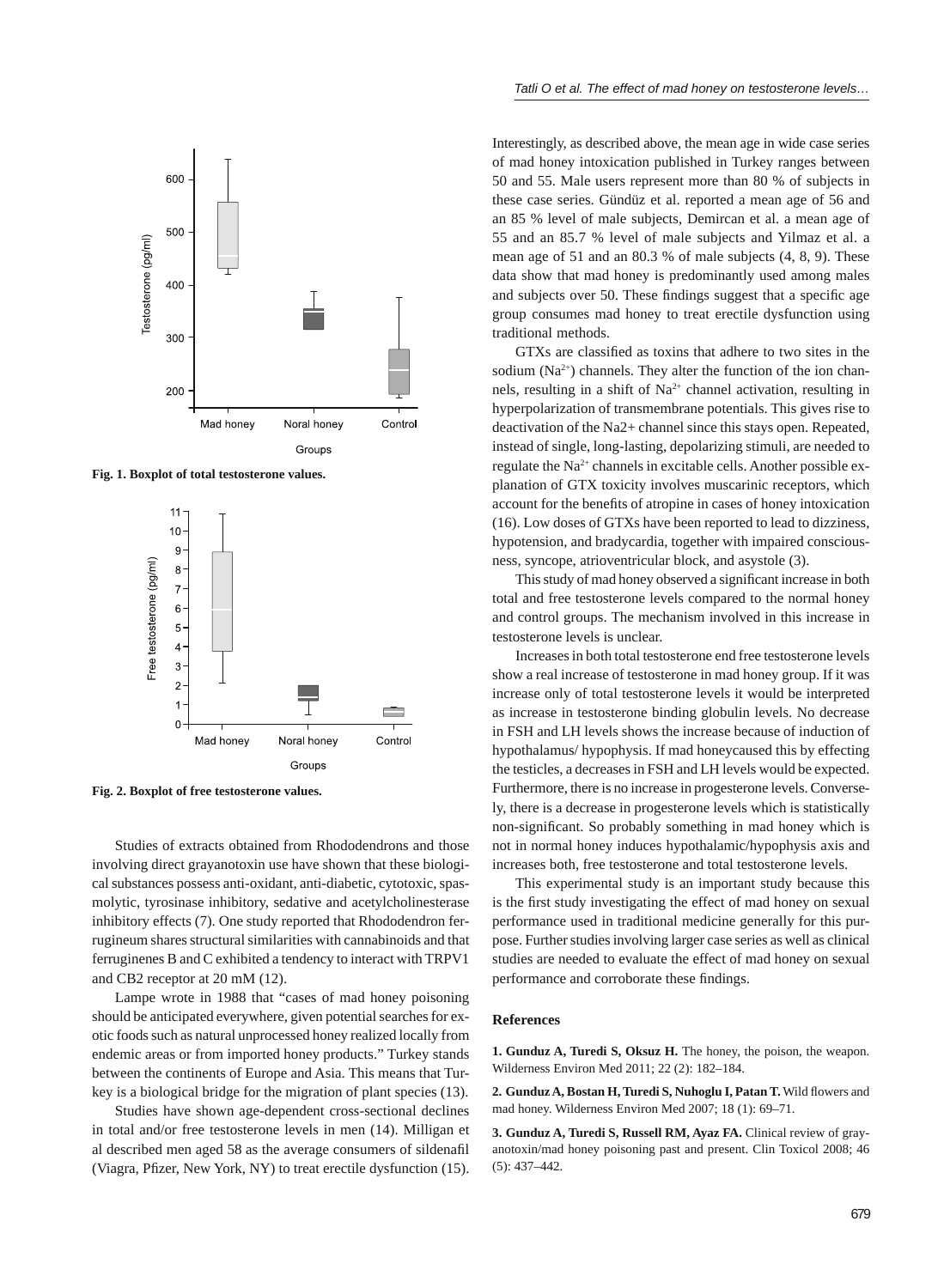Fig. 1. Boxplot of total testosterone values.

Fig. 2. Boxplot of free testosterone values.

Studies of extracts obtained from Rhododendrons and those involving direct grayanotoxin use have shown that these biological substances possess anti-oxidant, anti-diabetic, cytotoxic, spasmolytic, tyrosinase inhibitory, sedative and acetylcholinesterase inhibitory effects (7). One study reported that Rhododendron ferrugineum shares structural similarities with cannabinoids and that ferruginenes B and C exhibited a tendency to interact with TRPV1 and CB2 receptor at 20 mM (12).

Lampe wrote in 1988 that "cases of mad honey poisoning should be anticipated everywhere, given potential searches for exotic foods such as natural unprocessed honey realized locally from endemic areas or from imported honey products." Turkey stands between the continents of Europe and Asia. This means that Turkey is a biological bridge for the migration of plant species (13).

Studies have shown age-dependent cross-sectional declines in total and/or free testosterone levels in men (14). Milligan et al described men aged 58 as the average consumers of sildenafil (Viagra, Pfizer, New York, NY) to treat erectile dysfunction (15). Interestingly, as described above, the mean age in wide case series of mad honey intoxication published in Turkey ranges between 50 and 55. Male users represent more than 80 % of subjects in these case series. Gündüz et al. reported a mean age of 56 and an 85 % level of male subjects, Demircan et al. a mean age of 55 and an 85.7 % level of male subjects and Yilmaz et al. a mean age of 51 and an 80.3 % of male subjects (4, 8, 9). These data show that mad honey is predominantly used among males and subjects over 50. These findings suggest that a specific age group consumes mad honey to treat erectile dysfunction using traditional methods.

GTXs are classified as toxins that adhere to two sites in the sodium ($Na^{2+}$) channels. They alter the function of the ion channels, resulting in a shift of $Na^{2+}$ channel activation, resulting in hyperpolarization of transmembrane potentials. This gives rise to deactivation of the Na2+ channel since this stays open. Repeated, instead of single, long-lasting, depolarizing stimuli, are needed to regulate the $Na^{2+}$ channels in excitable cells. Another possible explanation of GTX toxicity involves muscarinic receptors, which account for the benefits of atropine in cases of honey intoxication (16). Low doses of GTXs have been reported to lead to dizziness, hypotension, and bradycardia, together with impaired consciousness, syncope, atrioventricular block, and asystole (3).

This study of mad honey observed a significant increase in both total and free testosterone levels compared to the normal honey and control groups. The mechanism involved in this increase in testosterone levels is unclear.

Increases in both total testosterone end free testosterone levels show a real increase of testosterone in mad honey group. If it was increase only of total testosterone levels it would be interpreted as increase in testosterone binding globulin levels. No decrease in FSH and LH levels shows the increase because of induction of hypothalamus/ hypophysis. If mad honeycaused this by effecting the testicles, a decreases in FSH and LH levels would be expected. Furthermore, there is no increase in progesterone levels. Conversely, there is a decrease in progesterone levels which is statistically non-significant. So probably something in mad honey which is not in normal honey induces hypothalamic/hypophysis axis and increases both, free testosterone and total testosterone levels.

This experimental study is an important study because this is the first study investigating the effect of mad honey on sexual performance used in traditional medicine generally for this purpose. Further studies involving larger case series as well as clinical studies are needed to evaluate the effect of mad honey on sexual performance and corroborate these findings.

## References

**1. Gunduz A, Turedi S, Oksuz H.** The honey, the poison, the weapon. Wilderness Environ Med 2011; 22 (2): 182–184.

**2. Gunduz A, Bostan H, Turedi S, Nuhoglu I, Patan T.** Wild flowers and mad honey. Wilderness Environ Med 2007; 18 (1): 69–71.

**3. Gunduz A, Turedi S, Russell RM, Ayaz FA.** Clinical review of grayanotoxin/mad honey poisoning past and present. Clin Toxicol 2008; 46 (5): 437–442.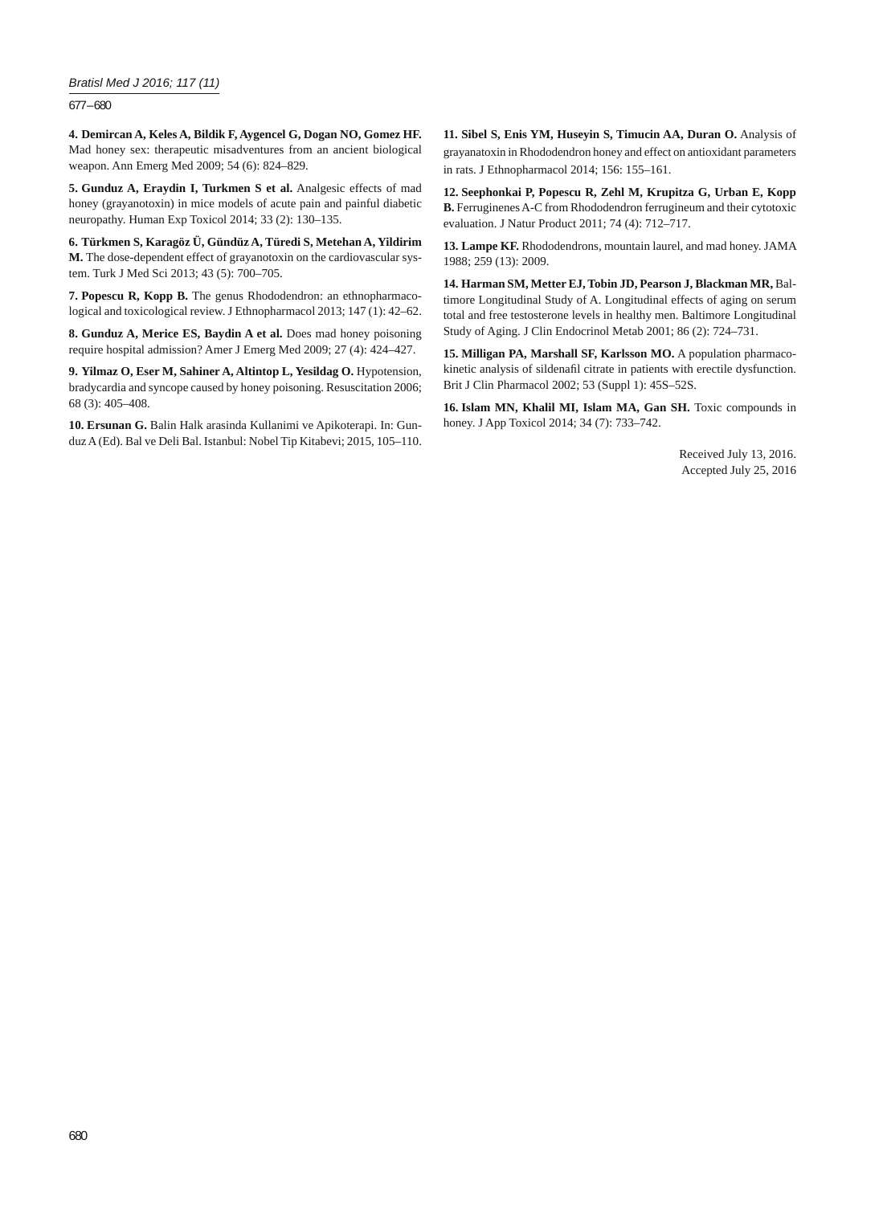**4. Demircan A, Keles A, Bildik F, Aygencel G, Dogan NO, Gomez HF.** Mad honey sex: therapeutic misadventures from an ancient biological weapon. Ann Emerg Med 2009; 54 (6): 824–829.

**5. Gunduz A, Eraydin I, Turkmen S et al.** Analgesic effects of mad honey (grayanotoxin) in mice models of acute pain and painful diabetic neuropathy. Human Exp Toxicol 2014; 33 (2): 130–135.

**6. Türkmen S, Karagöz Ü, Gündüz A, Türedi S, Metehan A, Yildirim M.** The dose-dependent effect of grayanotoxin on the cardiovascular system. Turk J Med Sci 2013; 43 (5): 700–705.

**7. Popescu R, Kopp B.** The genus Rhododendron: an ethnopharmacological and toxicological review. J Ethnopharmacol 2013; 147 (1): 42–62.

**8. Gunduz A, Merice ES, Baydin A et al.** Does mad honey poisoning require hospital admission? Amer J Emerg Med 2009; 27 (4): 424–427.

**9. Yilmaz O, Eser M, Sahiner A, Altintop L, Yesildag O.** Hypotension, bradycardia and syncope caused by honey poisoning. Resuscitation 2006; 68 (3): 405–408.

**10. Ersunan G.** Balin Halk arasinda Kullanimi ve Apikoterapi. In: Gunduz A (Ed). Bal ve Deli Bal. Istanbul: Nobel Tip Kitabevi; 2015, 105–110.

**11. Sibel S, Enis YM, Huseyin S, Timucin AA, Duran O.** Analysis of grayanatoxin in Rhododendron honey and effect on antioxidant parameters in rats. J Ethnopharmacol 2014; 156: 155–161.

**12. Seephonkai P, Popescu R, Zehl M, Krupitza G, Urban E, Kopp B.** Ferruginenes A-C from Rhododendron ferrugineum and their cytotoxic evaluation. J Natur Product 2011; 74 (4): 712–717.

**13. Lampe KF.** Rhododendrons, mountain laurel, and mad honey. JAMA 1988; 259 (13): 2009.

**14. Harman SM, Metter EJ, Tobin JD, Pearson J, Blackman MR,** Baltimore Longitudinal Study of A. Longitudinal effects of aging on serum total and free testosterone levels in healthy men. Baltimore Longitudinal Study of Aging. J Clin Endocrinol Metab 2001; 86 (2): 724–731.

**15. Milligan PA, Marshall SF, Karlsson MO.** A population pharmacokinetic analysis of sildenafil citrate in patients with erectile dysfunction. Brit J Clin Pharmacol 2002; 53 (Suppl 1): 45S–52S.

**16. Islam MN, Khalil MI, Islam MA, Gan SH.** Toxic compounds in honey. J App Toxicol 2014; 34 (7): 733–742.

Received July 13, 2016.
Accepted July 25, 2016